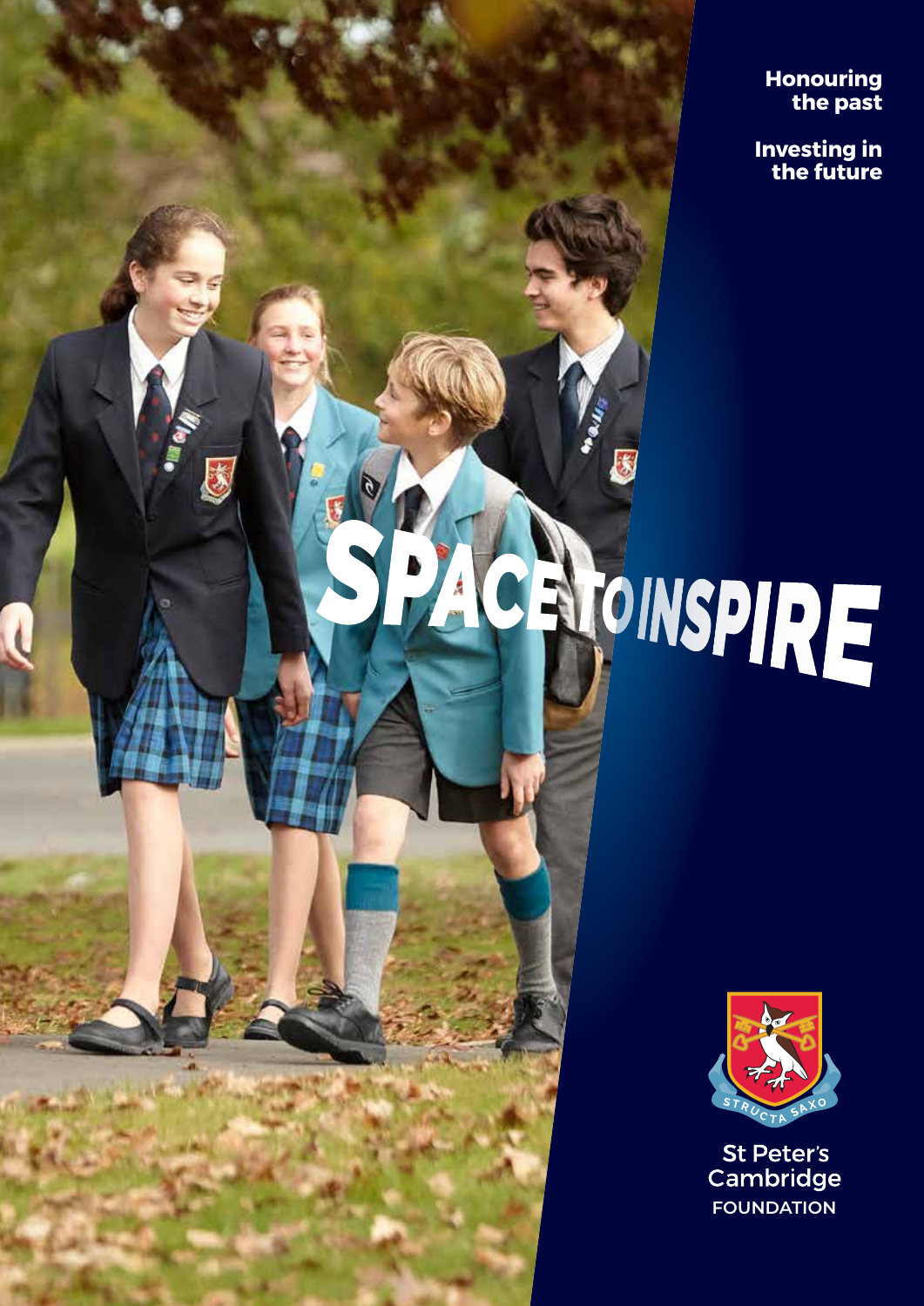**Honouring the past**

**Investing in the future**

# SPACE TO INSPIRE

STRUCTA SAXO

St Peter's Cambridge

FOUNDATION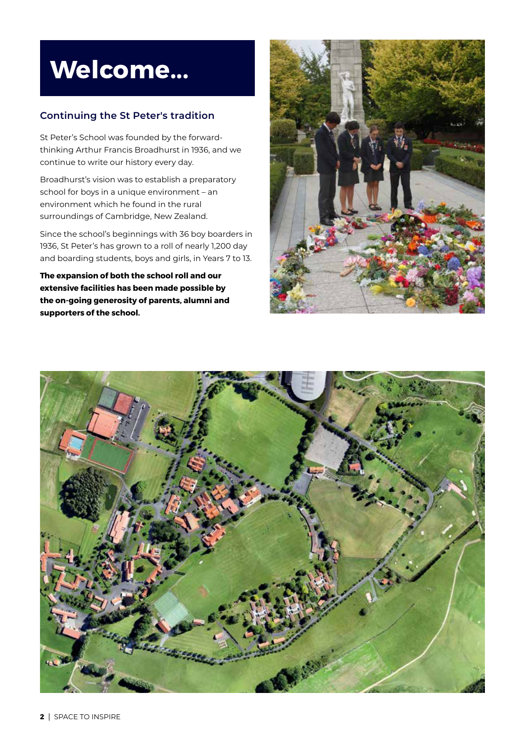# Welcome...

## Continuing the St Peter's tradition

St Peter's School was founded by the forward-thinking Arthur Francis Broadhurst in 1936, and we continue to write our history every day.

Broadhurst's vision was to establish a preparatory school for boys in a unique environment – an environment which he found in the rural surroundings of Cambridge, New Zealand.

Since the school's beginnings with 36 boy boarders in 1936, St Peter's has grown to a roll of nearly 1,200 day and boarding students, boys and girls, in Years 7 to 13.

**The expansion of both the school roll and our extensive facilities has been made possible by the on-going generosity of parents, alumni and supporters of the school.**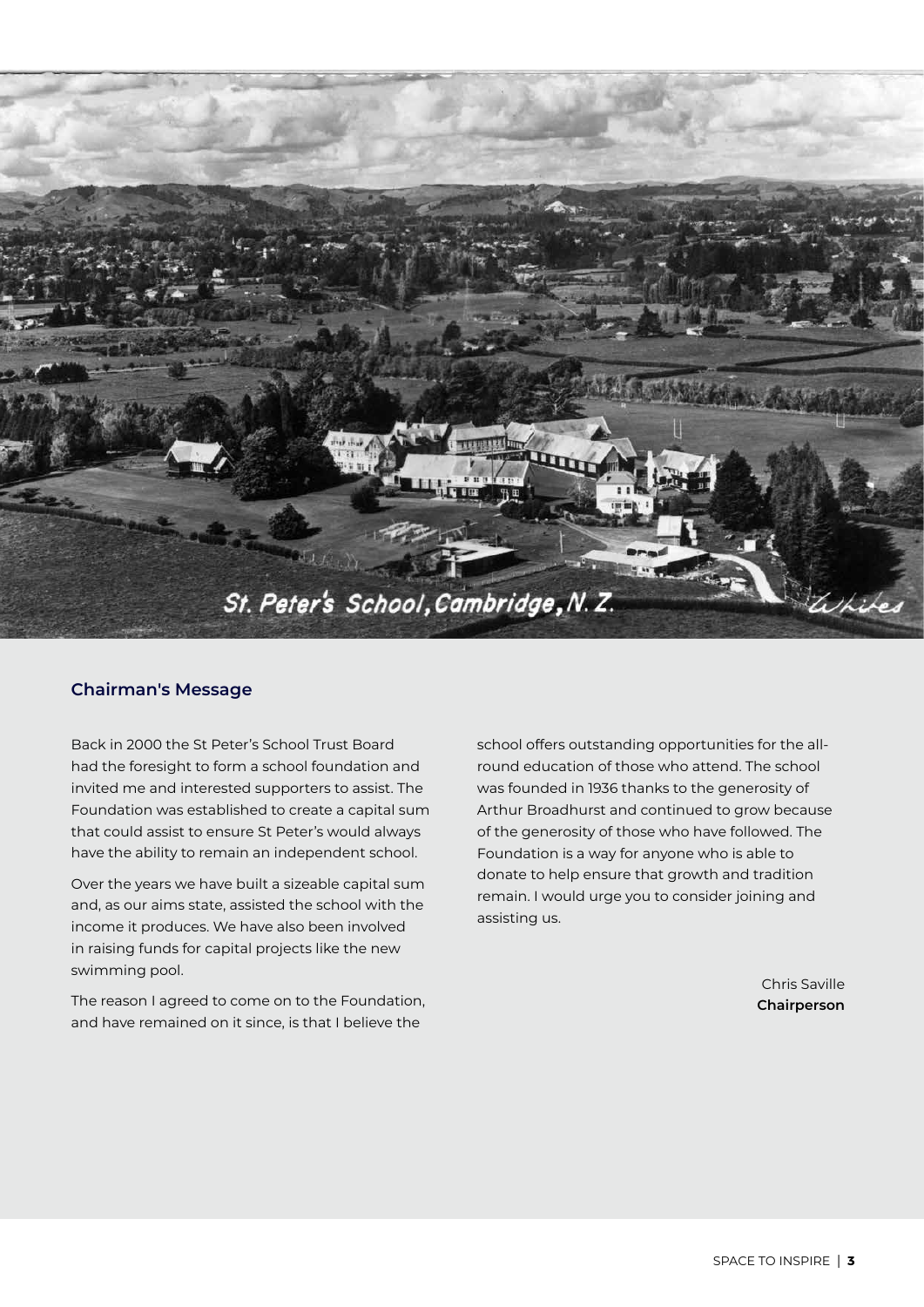## Chairman's Message

Back in 2000 the St Peter's School Trust Board had the foresight to form a school foundation and invited me and interested supporters to assist. The Foundation was established to create a capital sum that could assist to ensure St Peter's would always have the ability to remain an independent school.

Over the years we have built a sizeable capital sum and, as our aims state, assisted the school with the income it produces. We have also been involved in raising funds for capital projects like the new swimming pool.

The reason I agreed to come on to the Foundation, and have remained on it since, is that I believe the school offers outstanding opportunities for the all-round education of those who attend. The school was founded in 1936 thanks to the generosity of Arthur Broadhurst and continued to grow because of the generosity of those who have followed. The Foundation is a way for anyone who is able to donate to help ensure that growth and tradition remain. I would urge you to consider joining and assisting us.

Chris Saville
**Chairperson**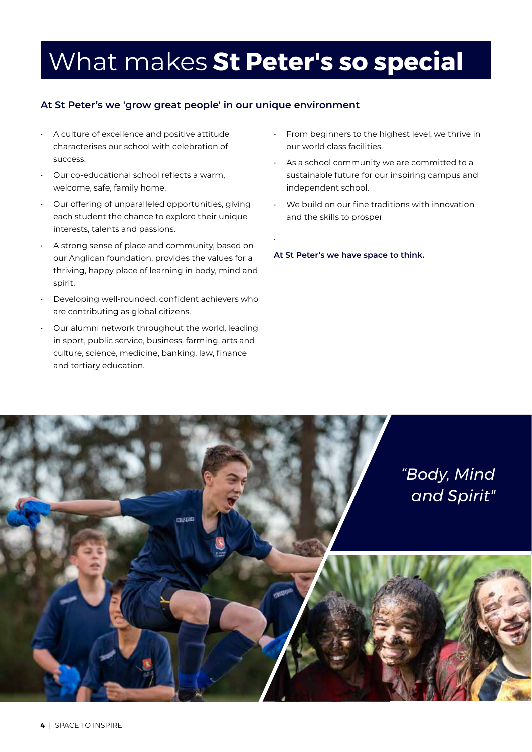# What makes **St Peter's so special**

### At St Peter's we 'grow great people' in our unique environment

- A culture of excellence and positive attitude characterises our school with celebration of success.
- Our co-educational school reflects a warm, welcome, safe, family home.
- Our offering of unparalleled opportunities, giving each student the chance to explore their unique interests, talents and passions.
- A strong sense of place and community, based on our Anglican foundation, provides the values for a thriving, happy place of learning in body, mind and spirit.
- Developing well-rounded, confident achievers who are contributing as global citizens.
- Our alumni network throughout the world, leading in sport, public service, business, farming, arts and culture, science, medicine, banking, law, finance and tertiary education.
- From beginners to the highest level, we thrive in our world class facilities.
- As a school community we are committed to a sustainable future for our inspiring campus and independent school.
- We build on our fine traditions with innovation and the skills to prosper

**At St Peter's we have space to think.**

*"Body, Mind and Spirit"*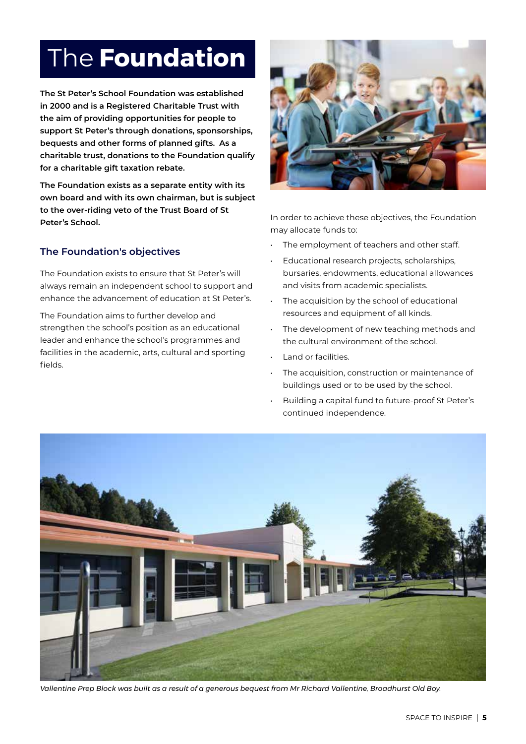# The **Foundation**

**The St Peter's School Foundation was established in 2000 and is a Registered Charitable Trust with the aim of providing opportunities for people to support St Peter's through donations, sponsorships, bequests and other forms of planned gifts. As a charitable trust, donations to the Foundation qualify for a charitable gift taxation rebate.**

**The Foundation exists as a separate entity with its own board and with its own chairman, but is subject to the over-riding veto of the Trust Board of St Peter's School.**

## The Foundation's objectives

The Foundation exists to ensure that St Peter's will always remain an independent school to support and enhance the advancement of education at St Peter's.

The Foundation aims to further develop and strengthen the school's position as an educational leader and enhance the school's programmes and facilities in the academic, arts, cultural and sporting fields.

In order to achieve these objectives, the Foundation may allocate funds to:

- The employment of teachers and other staff.
- Educational research projects, scholarships, bursaries, endowments, educational allowances and visits from academic specialists.
- The acquisition by the school of educational resources and equipment of all kinds.
- The development of new teaching methods and the cultural environment of the school.
- Land or facilities.
- The acquisition, construction or maintenance of buildings used or to be used by the school.
- Building a capital fund to future-proof St Peter's continued independence.

*Vallentine Prep Block was built as a result of a generous bequest from Mr Richard Vallentine, Broadhurst Old Boy.*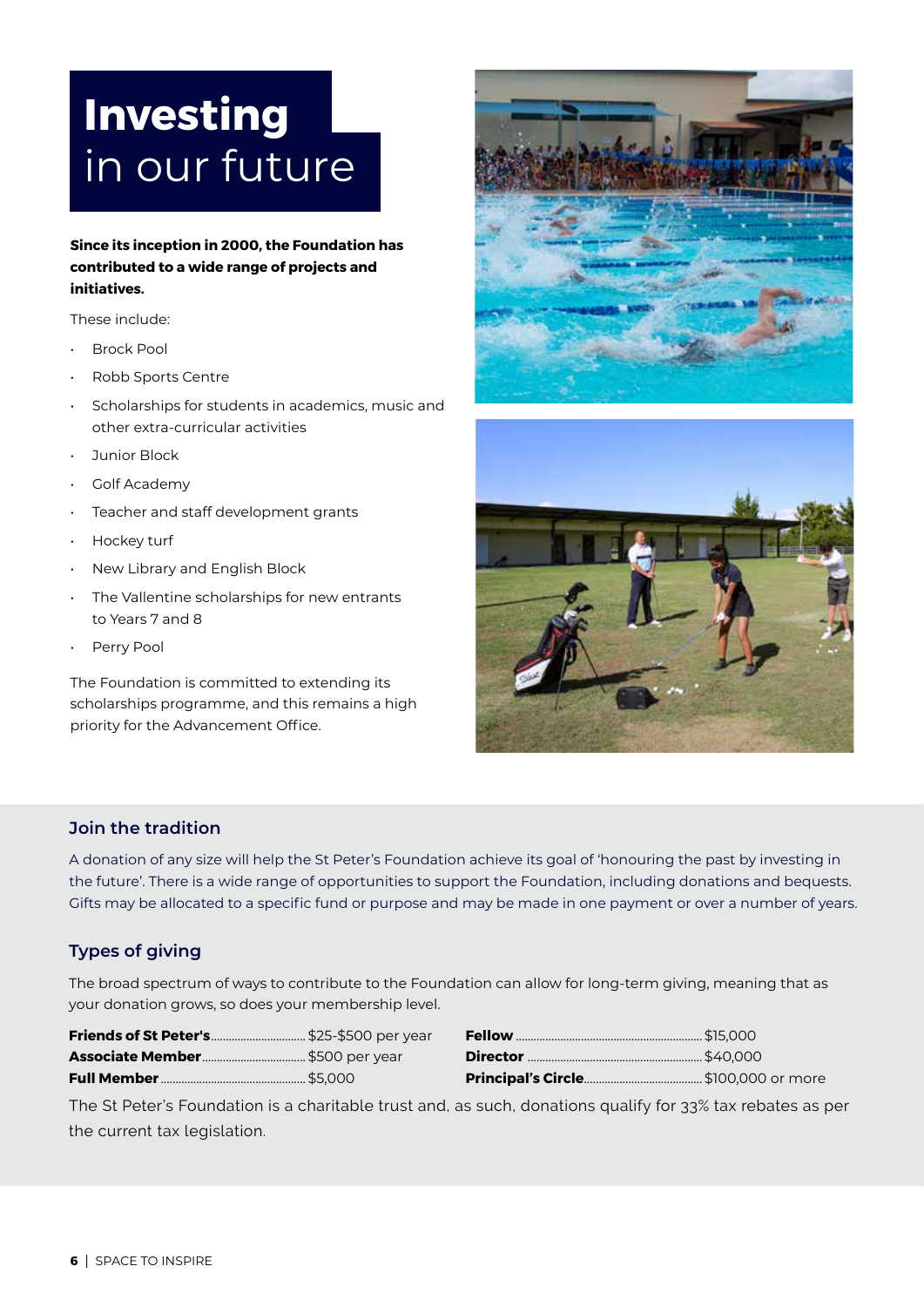# **Investing** in our future

**Since its inception in 2000, the Foundation has contributed to a wide range of projects and initiatives.**

These include:

- Brock Pool
- Robb Sports Centre
- Scholarships for students in academics, music and other extra-curricular activities
- Junior Block
- Golf Academy
- Teacher and staff development grants
- Hockey turf
- New Library and English Block
- The Vallentine scholarships for new entrants to Years 7 and 8
- Perry Pool

The Foundation is committed to extending its scholarships programme, and this remains a high priority for the Advancement Office.

## Join the tradition

A donation of any size will help the St Peter's Foundation achieve its goal of 'honouring the past by investing in the future'. There is a wide range of opportunities to support the Foundation, including donations and bequests. Gifts may be allocated to a specific fund or purpose and may be made in one payment or over a number of years.

## Types of giving

The broad spectrum of ways to contribute to the Foundation can allow for long-term giving, meaning that as your donation grows, so does your membership level.

| Level | Amount |
|---|---|
| **Friends of St Peter's** | $25-$500 per year |
| **Associate Member** | $500 per year |
| **Full Member** | $5,000 |
| **Fellow** | $15,000 |
| **Director** | $40,000 |
| **Principal's Circle** | $100,000 or more |

The St Peter's Foundation is a charitable trust and, as such, donations qualify for 33% tax rebates as per the current tax legislation.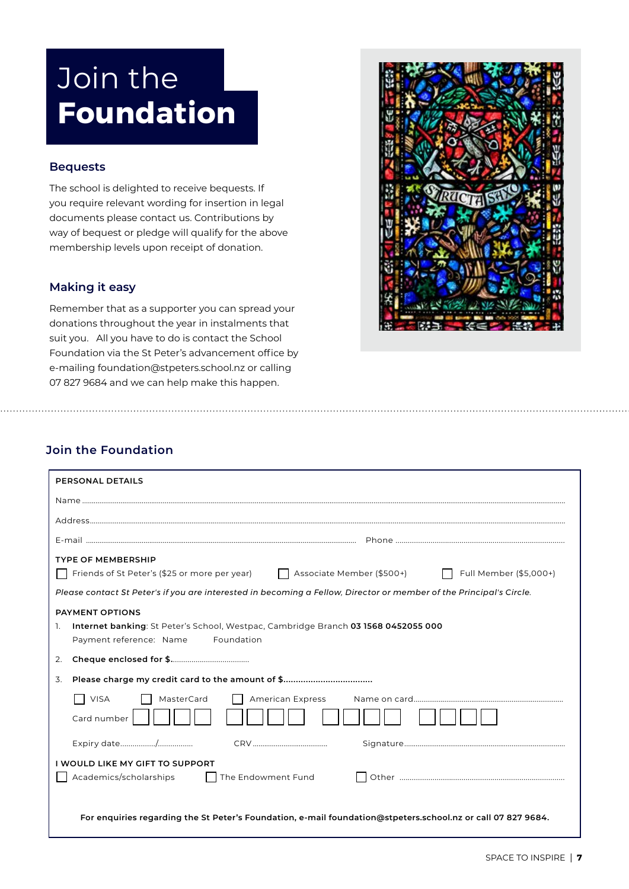# Join the **Foundation**

## Bequests

The school is delighted to receive bequests. If you require relevant wording for insertion in legal documents please contact us. Contributions by way of bequest or pledge will qualify for the above membership levels upon receipt of donation.

## Making it easy

Remember that as a supporter you can spread your donations throughout the year in instalments that suit you. All you have to do is contact the School Foundation via the St Peter's advancement office by e-mailing foundation@stpeters.school.nz or calling 07 827 9684 and we can help make this happen.

## Join the Foundation

**PERSONAL DETAILS**

Name ..................................................................................................

Address..................................................................................................

E-mail .................................................. Phone ..................................................

**TYPE OF MEMBERSHIP**

☐ Friends of St Peter's ($25 or more per year) ☐ Associate Member ($500+) ☐ Full Member ($5,000+)

*Please contact St Peter's if you are interested in becoming a Fellow, Director or member of the Principal's Circle.*

**PAYMENT OPTIONS**

1. **Internet banking**: St Peter's School, Westpac, Cambridge Branch **03 1568 0452055 000**
   Payment reference: Name Foundation
2. **Cheque enclosed for $**......................................
3. **Please charge my credit card to the amount of $**...................................

   ☐ VISA ☐ MasterCard ☐ American Express Name on card..................................................

   Card number ☐☐☐☐ ☐☐☐☐ ☐☐☐☐ ☐☐☐☐

   Expiry date................/................ CRV ...................................... Signature..................................................

**I WOULD LIKE MY GIFT TO SUPPORT**

☐ Academics/scholarships ☐ The Endowment Fund ☐ Other ..................................................

**For enquiries regarding the St Peter's Foundation, e-mail foundation@stpeters.school.nz or call 07 827 9684.**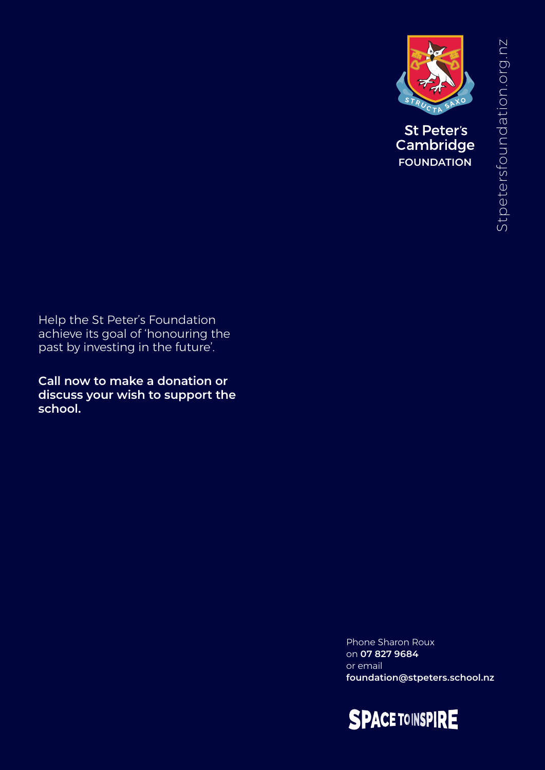St Peter's Cambridge
FOUNDATION

Stpetersfoundation.org.nz

Help the St Peter's Foundation achieve its goal of 'honouring the past by investing in the future'.

**Call now to make a donation or discuss your wish to support the school.**

Phone Sharon Roux on **07 827 9684** or email **foundation@stpeters.school.nz**

SPACE TO INSPIRE